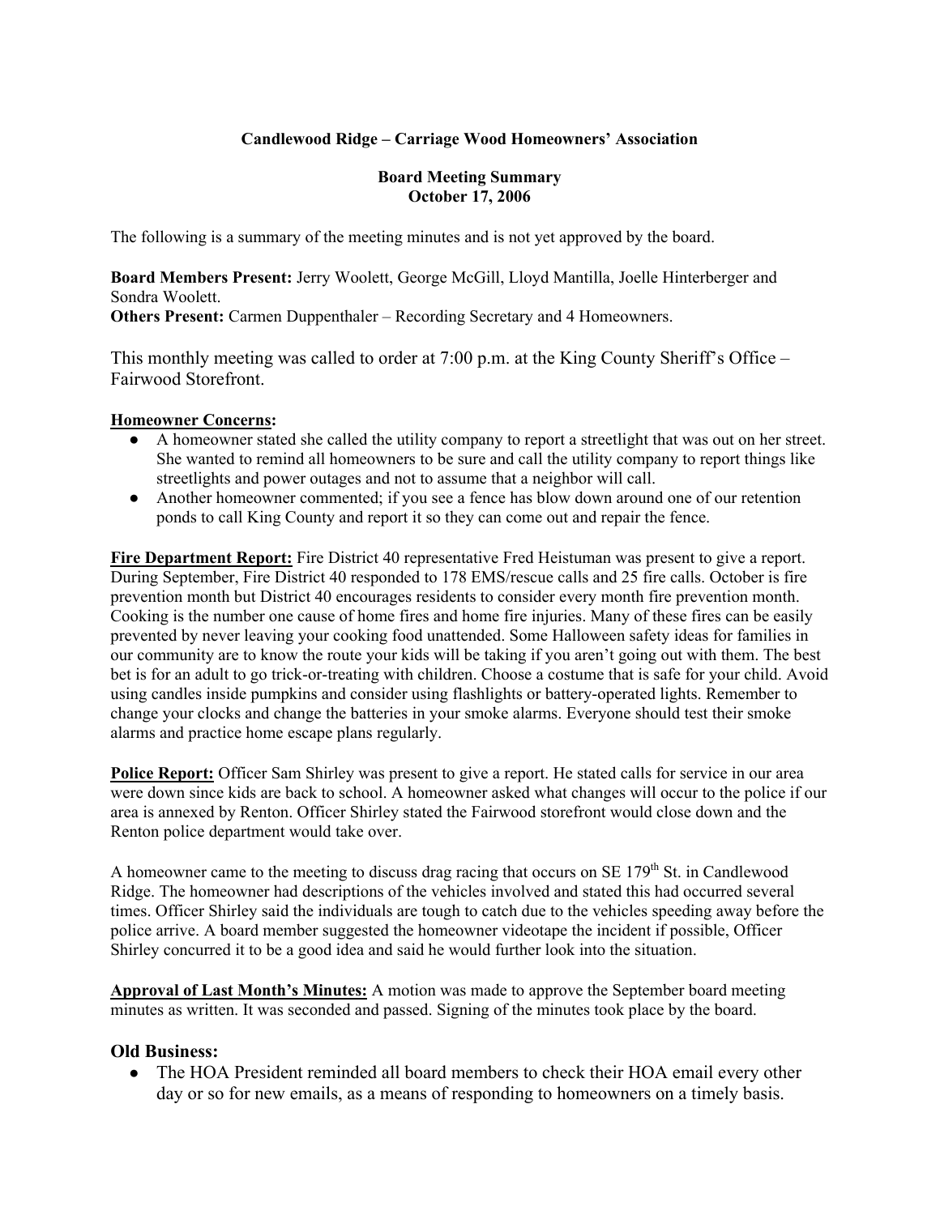**Candlewood Ridge – Carriage Wood Homeowners' Association**

**Board Meeting Summary**
**October 17, 2006**

The following is a summary of the meeting minutes and is not yet approved by the board.

**Board Members Present:** Jerry Woolett, George McGill, Lloyd Mantilla, Joelle Hinterberger and Sondra Woolett.
**Others Present:** Carmen Duppenthaler – Recording Secretary and 4 Homeowners.

This monthly meeting was called to order at 7:00 p.m. at the King County Sheriff's Office – Fairwood Storefront.

**Homeowner Concerns:**

- A homeowner stated she called the utility company to report a streetlight that was out on her street. She wanted to remind all homeowners to be sure and call the utility company to report things like streetlights and power outages and not to assume that a neighbor will call.
- Another homeowner commented; if you see a fence has blow down around one of our retention ponds to call King County and report it so they can come out and repair the fence.

**Fire Department Report:** Fire District 40 representative Fred Heistuman was present to give a report. During September, Fire District 40 responded to 178 EMS/rescue calls and 25 fire calls. October is fire prevention month but District 40 encourages residents to consider every month fire prevention month. Cooking is the number one cause of home fires and home fire injuries. Many of these fires can be easily prevented by never leaving your cooking food unattended. Some Halloween safety ideas for families in our community are to know the route your kids will be taking if you aren't going out with them. The best bet is for an adult to go trick-or-treating with children. Choose a costume that is safe for your child. Avoid using candles inside pumpkins and consider using flashlights or battery-operated lights. Remember to change your clocks and change the batteries in your smoke alarms. Everyone should test their smoke alarms and practice home escape plans regularly.

**Police Report:** Officer Sam Shirley was present to give a report. He stated calls for service in our area were down since kids are back to school. A homeowner asked what changes will occur to the police if our area is annexed by Renton. Officer Shirley stated the Fairwood storefront would close down and the Renton police department would take over.

A homeowner came to the meeting to discuss drag racing that occurs on SE 179th St. in Candlewood Ridge. The homeowner had descriptions of the vehicles involved and stated this had occurred several times. Officer Shirley said the individuals are tough to catch due to the vehicles speeding away before the police arrive. A board member suggested the homeowner videotape the incident if possible, Officer Shirley concurred it to be a good idea and said he would further look into the situation.

**Approval of Last Month's Minutes:** A motion was made to approve the September board meeting minutes as written. It was seconded and passed. Signing of the minutes took place by the board.

**Old Business:**

- The HOA President reminded all board members to check their HOA email every other day or so for new emails, as a means of responding to homeowners on a timely basis.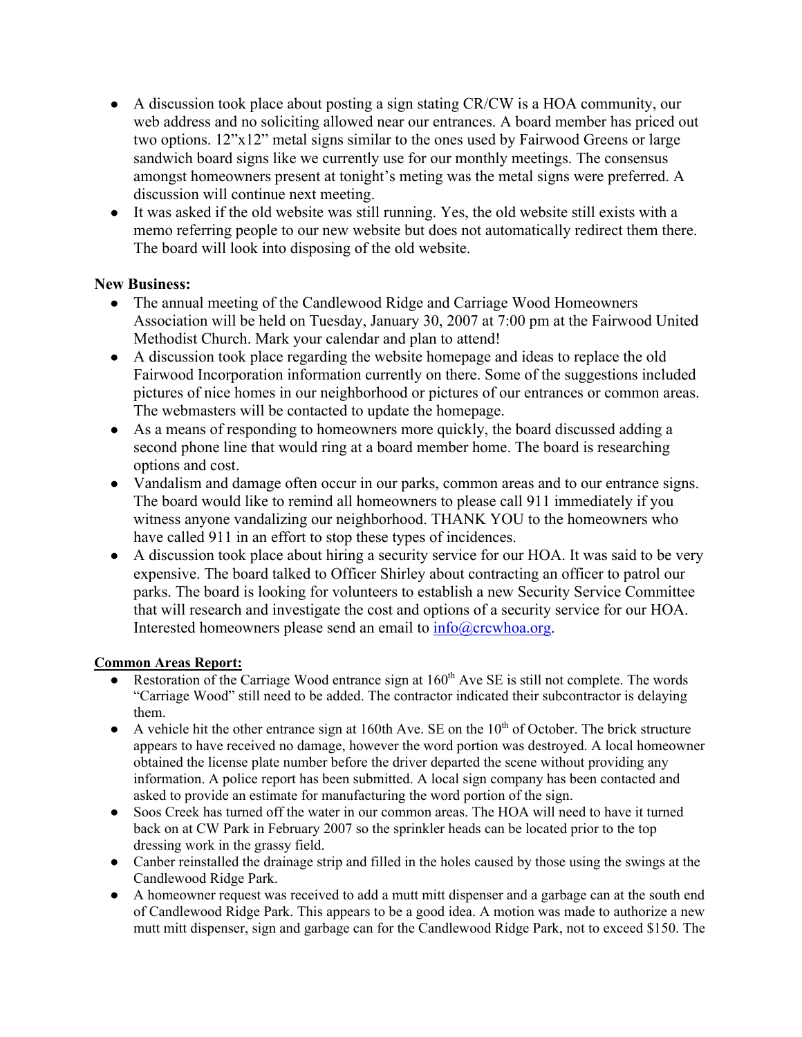- A discussion took place about posting a sign stating CR/CW is a HOA community, our web address and no soliciting allowed near our entrances. A board member has priced out two options. 12"x12" metal signs similar to the ones used by Fairwood Greens or large sandwich board signs like we currently use for our monthly meetings. The consensus amongst homeowners present at tonight's meting was the metal signs were preferred. A discussion will continue next meeting.
- It was asked if the old website was still running. Yes, the old website still exists with a memo referring people to our new website but does not automatically redirect them there. The board will look into disposing of the old website.

**New Business:**

- The annual meeting of the Candlewood Ridge and Carriage Wood Homeowners Association will be held on Tuesday, January 30, 2007 at 7:00 pm at the Fairwood United Methodist Church. Mark your calendar and plan to attend!
- A discussion took place regarding the website homepage and ideas to replace the old Fairwood Incorporation information currently on there. Some of the suggestions included pictures of nice homes in our neighborhood or pictures of our entrances or common areas. The webmasters will be contacted to update the homepage.
- As a means of responding to homeowners more quickly, the board discussed adding a second phone line that would ring at a board member home. The board is researching options and cost.
- Vandalism and damage often occur in our parks, common areas and to our entrance signs. The board would like to remind all homeowners to please call 911 immediately if you witness anyone vandalizing our neighborhood. THANK YOU to the homeowners who have called 911 in an effort to stop these types of incidences.
- A discussion took place about hiring a security service for our HOA. It was said to be very expensive. The board talked to Officer Shirley about contracting an officer to patrol our parks. The board is looking for volunteers to establish a new Security Service Committee that will research and investigate the cost and options of a security service for our HOA. Interested homeowners please send an email to info@crcwhoa.org.

**Common Areas Report:**

- Restoration of the Carriage Wood entrance sign at 160th Ave SE is still not complete. The words "Carriage Wood" still need to be added. The contractor indicated their subcontractor is delaying them.
- A vehicle hit the other entrance sign at 160th Ave. SE on the 10th of October. The brick structure appears to have received no damage, however the word portion was destroyed. A local homeowner obtained the license plate number before the driver departed the scene without providing any information. A police report has been submitted. A local sign company has been contacted and asked to provide an estimate for manufacturing the word portion of the sign.
- Soos Creek has turned off the water in our common areas. The HOA will need to have it turned back on at CW Park in February 2007 so the sprinkler heads can be located prior to the top dressing work in the grassy field.
- Canber reinstalled the drainage strip and filled in the holes caused by those using the swings at the Candlewood Ridge Park.
- A homeowner request was received to add a mutt mitt dispenser and a garbage can at the south end of Candlewood Ridge Park. This appears to be a good idea. A motion was made to authorize a new mutt mitt dispenser, sign and garbage can for the Candlewood Ridge Park, not to exceed $150. The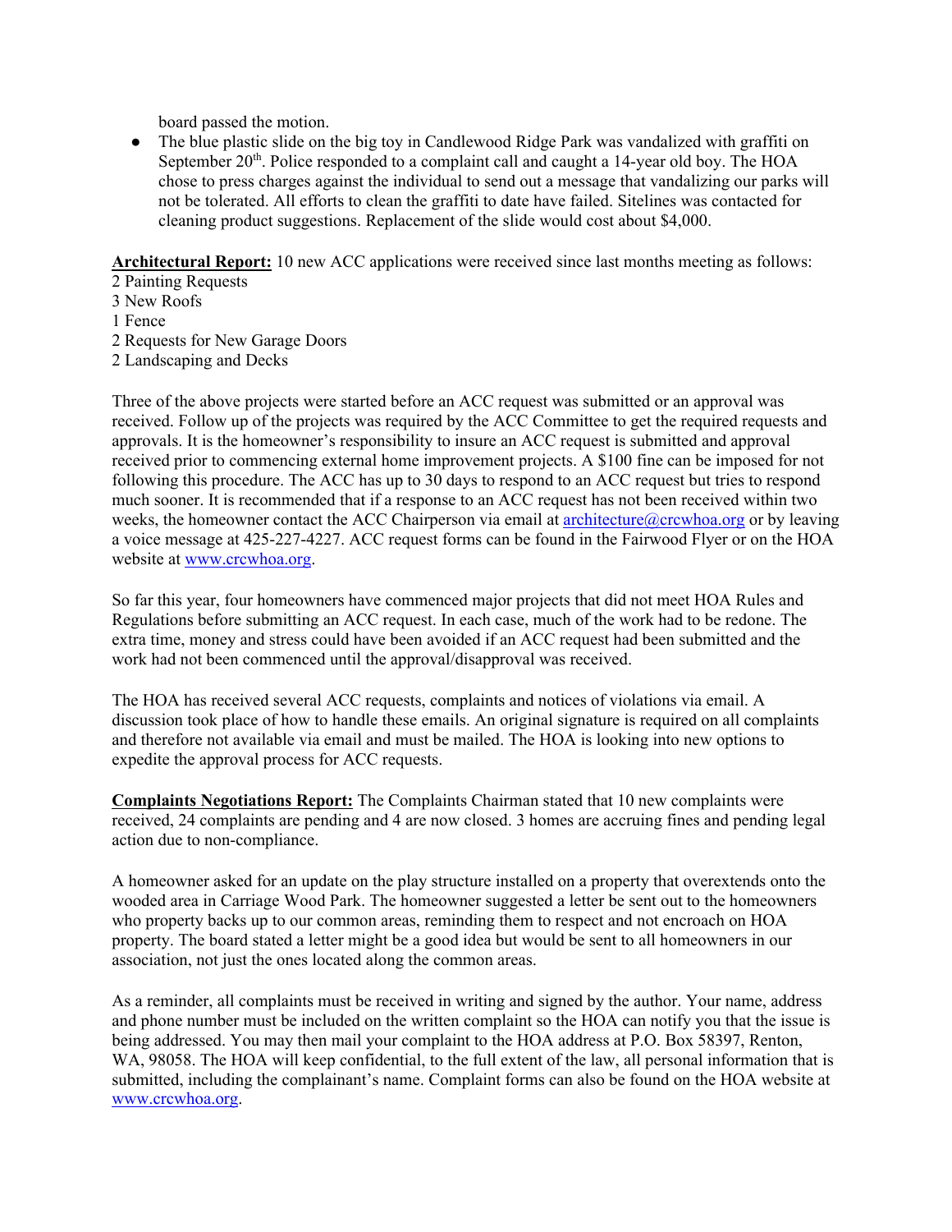board passed the motion.

- The blue plastic slide on the big toy in Candlewood Ridge Park was vandalized with graffiti on September 20th. Police responded to a complaint call and caught a 14-year old boy. The HOA chose to press charges against the individual to send out a message that vandalizing our parks will not be tolerated. All efforts to clean the graffiti to date have failed. Sitelines was contacted for cleaning product suggestions. Replacement of the slide would cost about $4,000.

**Architectural Report:** 10 new ACC applications were received since last months meeting as follows:
2 Painting Requests
3 New Roofs
1 Fence
2 Requests for New Garage Doors
2 Landscaping and Decks

Three of the above projects were started before an ACC request was submitted or an approval was received. Follow up of the projects was required by the ACC Committee to get the required requests and approvals. It is the homeowner's responsibility to insure an ACC request is submitted and approval received prior to commencing external home improvement projects. A $100 fine can be imposed for not following this procedure. The ACC has up to 30 days to respond to an ACC request but tries to respond much sooner. It is recommended that if a response to an ACC request has not been received within two weeks, the homeowner contact the ACC Chairperson via email at architecture@crcwhoa.org or by leaving a voice message at 425-227-4227. ACC request forms can be found in the Fairwood Flyer or on the HOA website at www.crcwhoa.org.

So far this year, four homeowners have commenced major projects that did not meet HOA Rules and Regulations before submitting an ACC request. In each case, much of the work had to be redone. The extra time, money and stress could have been avoided if an ACC request had been submitted and the work had not been commenced until the approval/disapproval was received.

The HOA has received several ACC requests, complaints and notices of violations via email. A discussion took place of how to handle these emails. An original signature is required on all complaints and therefore not available via email and must be mailed. The HOA is looking into new options to expedite the approval process for ACC requests.

**Complaints Negotiations Report:** The Complaints Chairman stated that 10 new complaints were received, 24 complaints are pending and 4 are now closed. 3 homes are accruing fines and pending legal action due to non-compliance.

A homeowner asked for an update on the play structure installed on a property that overextends onto the wooded area in Carriage Wood Park. The homeowner suggested a letter be sent out to the homeowners who property backs up to our common areas, reminding them to respect and not encroach on HOA property. The board stated a letter might be a good idea but would be sent to all homeowners in our association, not just the ones located along the common areas.

As a reminder, all complaints must be received in writing and signed by the author. Your name, address and phone number must be included on the written complaint so the HOA can notify you that the issue is being addressed. You may then mail your complaint to the HOA address at P.O. Box 58397, Renton, WA, 98058. The HOA will keep confidential, to the full extent of the law, all personal information that is submitted, including the complainant's name. Complaint forms can also be found on the HOA website at www.crcwhoa.org.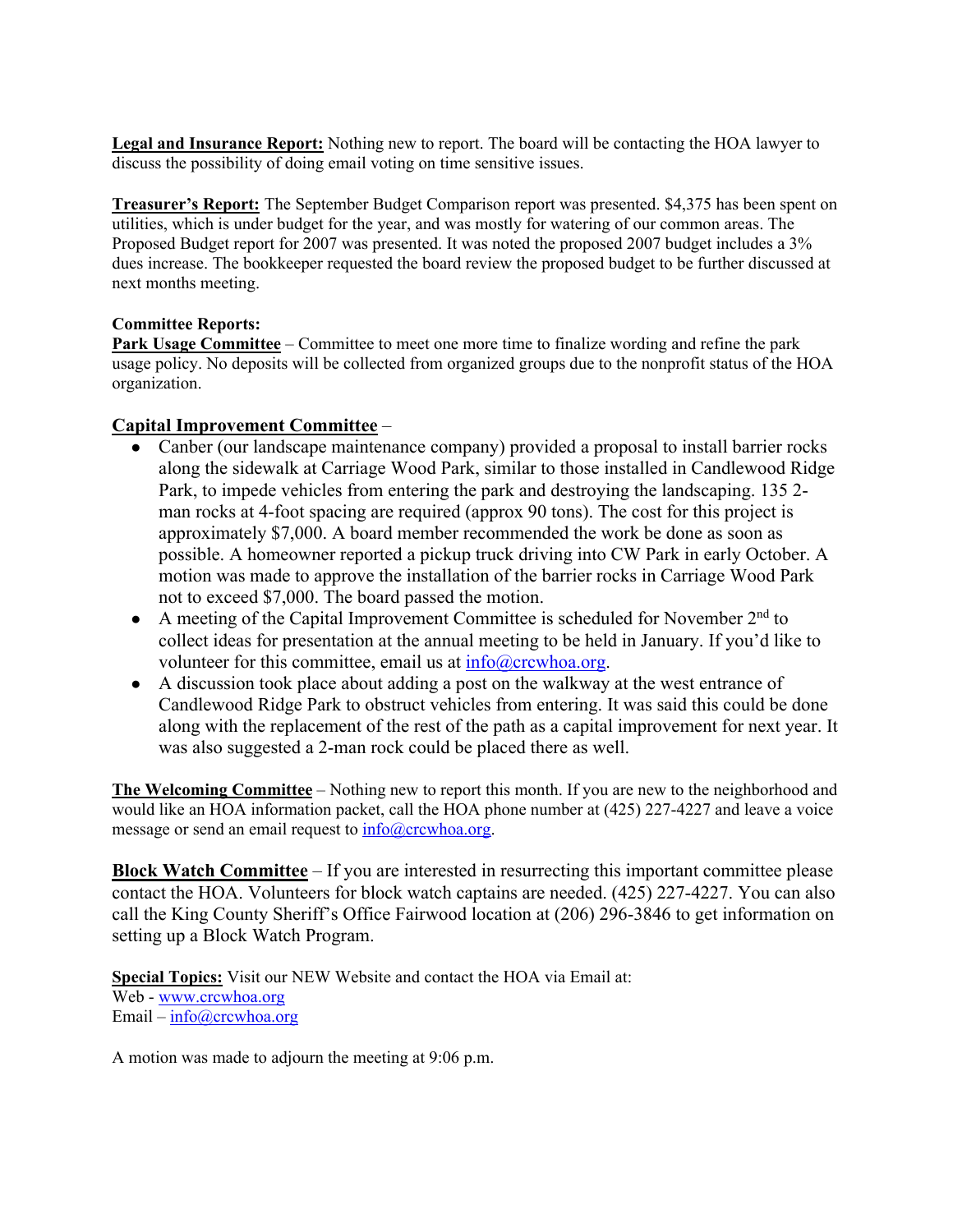**Legal and Insurance Report:** Nothing new to report. The board will be contacting the HOA lawyer to discuss the possibility of doing email voting on time sensitive issues.

**Treasurer's Report:** The September Budget Comparison report was presented. $4,375 has been spent on utilities, which is under budget for the year, and was mostly for watering of our common areas. The Proposed Budget report for 2007 was presented. It was noted the proposed 2007 budget includes a 3% dues increase. The bookkeeper requested the board review the proposed budget to be further discussed at next months meeting.

**Committee Reports:**

**Park Usage Committee** – Committee to meet one more time to finalize wording and refine the park usage policy. No deposits will be collected from organized groups due to the nonprofit status of the HOA organization.

**Capital Improvement Committee** –

- Canber (our landscape maintenance company) provided a proposal to install barrier rocks along the sidewalk at Carriage Wood Park, similar to those installed in Candlewood Ridge Park, to impede vehicles from entering the park and destroying the landscaping. 135 2-man rocks at 4-foot spacing are required (approx 90 tons). The cost for this project is approximately $7,000. A board member recommended the work be done as soon as possible. A homeowner reported a pickup truck driving into CW Park in early October. A motion was made to approve the installation of the barrier rocks in Carriage Wood Park not to exceed $7,000. The board passed the motion.
- A meeting of the Capital Improvement Committee is scheduled for November 2nd to collect ideas for presentation at the annual meeting to be held in January. If you'd like to volunteer for this committee, email us at info@crcwhoa.org.
- A discussion took place about adding a post on the walkway at the west entrance of Candlewood Ridge Park to obstruct vehicles from entering. It was said this could be done along with the replacement of the rest of the path as a capital improvement for next year. It was also suggested a 2-man rock could be placed there as well.

**The Welcoming Committee** – Nothing new to report this month. If you are new to the neighborhood and would like an HOA information packet, call the HOA phone number at (425) 227-4227 and leave a voice message or send an email request to info@crcwhoa.org.

**Block Watch Committee** – If you are interested in resurrecting this important committee please contact the HOA. Volunteers for block watch captains are needed. (425) 227-4227. You can also call the King County Sheriff's Office Fairwood location at (206) 296-3846 to get information on setting up a Block Watch Program.

**Special Topics:** Visit our NEW Website and contact the HOA via Email at:
Web - www.crcwhoa.org
Email – info@crcwhoa.org

A motion was made to adjourn the meeting at 9:06 p.m.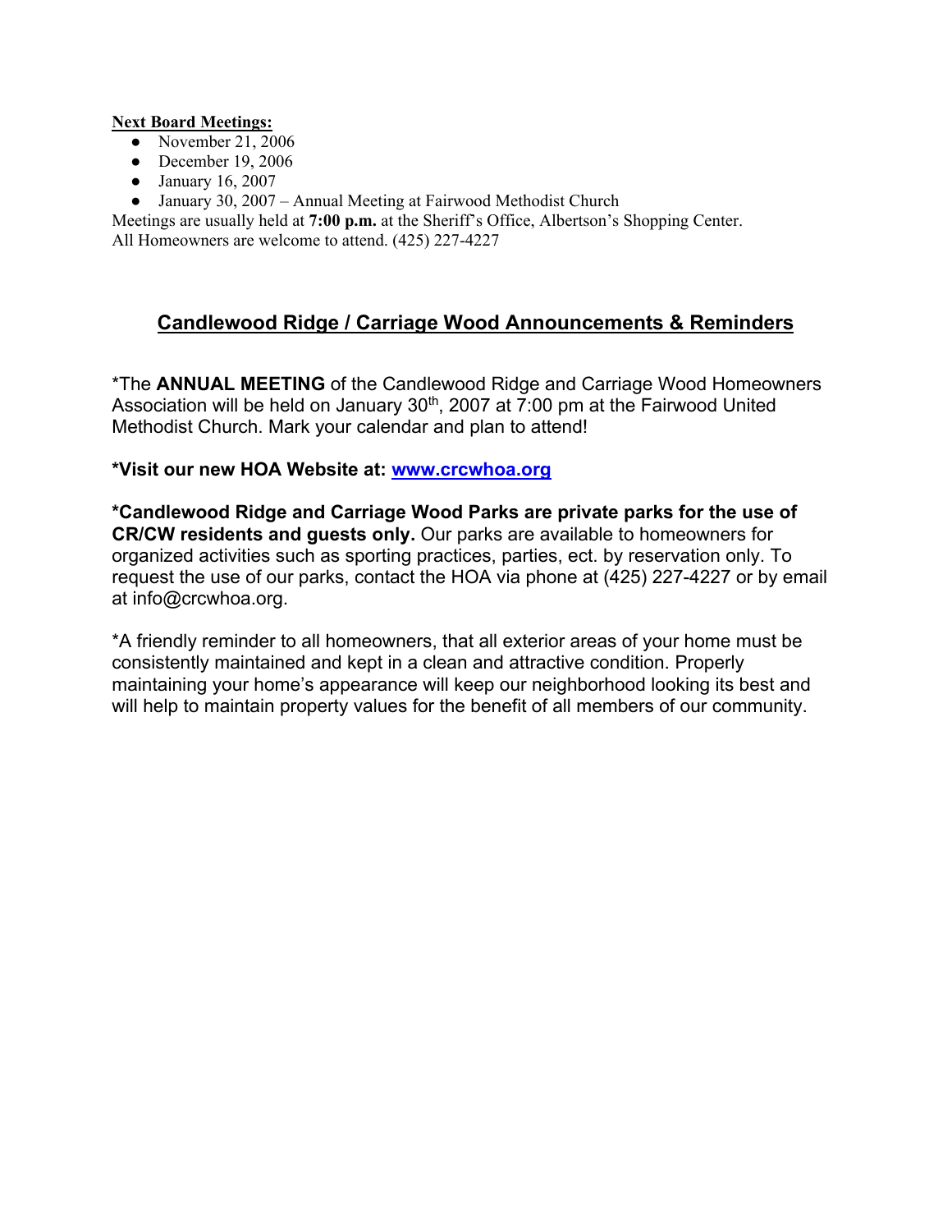**Next Board Meetings:**

- November 21, 2006
- December 19, 2006
- January 16, 2007
- January 30, 2007 – Annual Meeting at Fairwood Methodist Church

Meetings are usually held at **7:00 p.m.** at the Sheriff's Office, Albertson's Shopping Center.
All Homeowners are welcome to attend. (425) 227-4227

## Candlewood Ridge / Carriage Wood Announcements & Reminders

*The **ANNUAL MEETING** of the Candlewood Ridge and Carriage Wood Homeowners Association will be held on January 30th, 2007 at 7:00 pm at the Fairwood United Methodist Church. Mark your calendar and plan to attend!

***Visit our new HOA Website at: www.crcwhoa.org**

***Candlewood Ridge and Carriage Wood Parks are private parks for the use of CR/CW residents and guests only.** Our parks are available to homeowners for organized activities such as sporting practices, parties, ect. by reservation only. To request the use of our parks, contact the HOA via phone at (425) 227-4227 or by email at info@crcwhoa.org.

*A friendly reminder to all homeowners, that all exterior areas of your home must be consistently maintained and kept in a clean and attractive condition. Properly maintaining your home's appearance will keep our neighborhood looking its best and will help to maintain property values for the benefit of all members of our community.